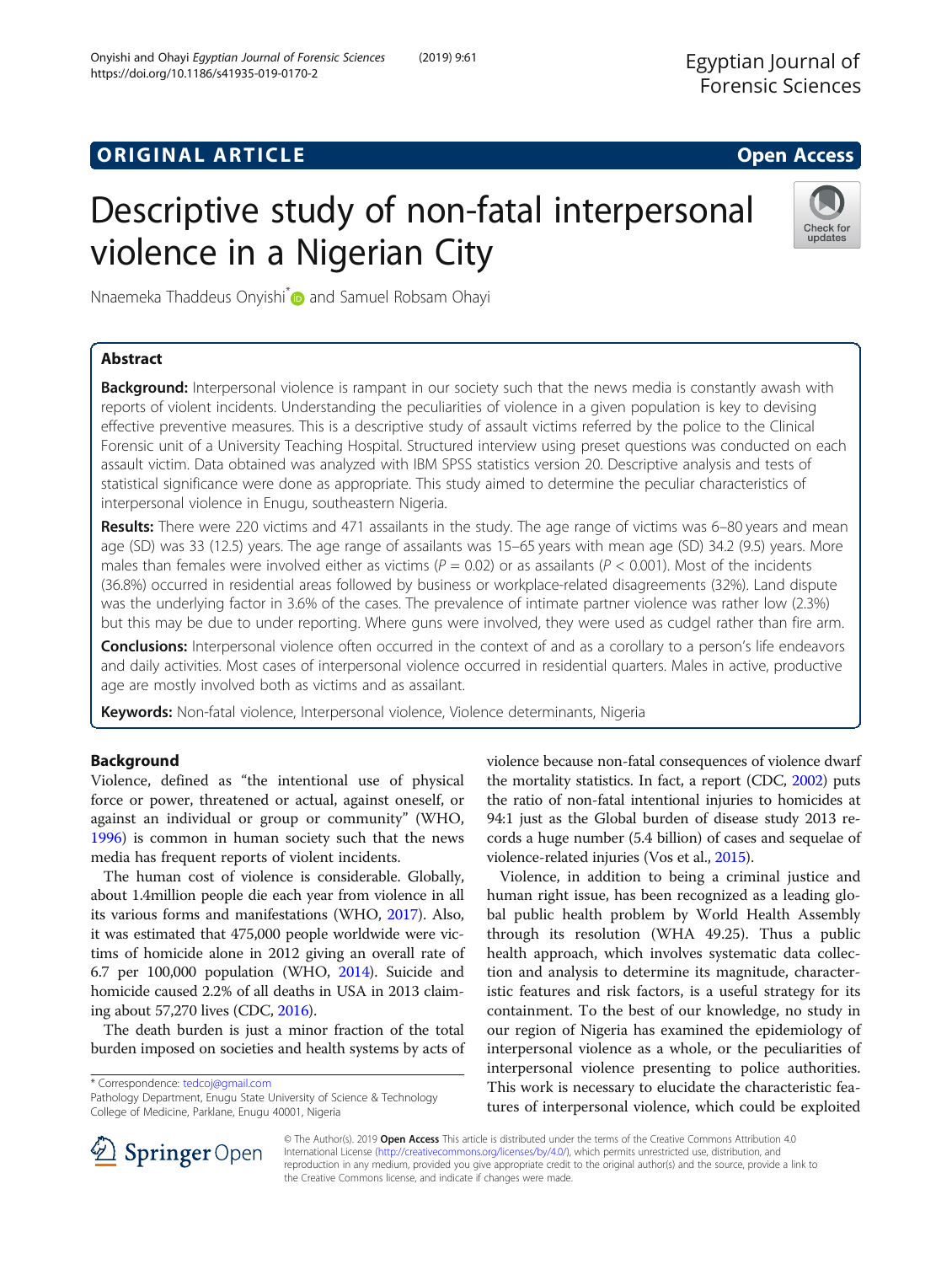ORIGINAL ARTICLE

Open Access

# Descriptive study of non-fatal interpersonal violence in a Nigerian City

Nnaemeka Thaddeus Onyishi* and Samuel Robsam Ohayi

## Abstract

**Background:** Interpersonal violence is rampant in our society such that the news media is constantly awash with reports of violent incidents. Understanding the peculiarities of violence in a given population is key to devising effective preventive measures. This is a descriptive study of assault victims referred by the police to the Clinical Forensic unit of a University Teaching Hospital. Structured interview using preset questions was conducted on each assault victim. Data obtained was analyzed with IBM SPSS statistics version 20. Descriptive analysis and tests of statistical significance were done as appropriate. This study aimed to determine the peculiar characteristics of interpersonal violence in Enugu, southeastern Nigeria.

**Results:** There were 220 victims and 471 assailants in the study. The age range of victims was 6–80 years and mean age (SD) was 33 (12.5) years. The age range of assailants was 15–65 years with mean age (SD) 34.2 (9.5) years. More males than females were involved either as victims ($P = 0.02$) or as assailants ($P < 0.001$). Most of the incidents (36.8%) occurred in residential areas followed by business or workplace-related disagreements (32%). Land dispute was the underlying factor in 3.6% of the cases. The prevalence of intimate partner violence was rather low (2.3%) but this may be due to under reporting. Where guns were involved, they were used as cudgel rather than fire arm.

**Conclusions:** Interpersonal violence often occurred in the context of and as a corollary to a person's life endeavors and daily activities. Most cases of interpersonal violence occurred in residential quarters. Males in active, productive age are mostly involved both as victims and as assailant.

**Keywords:** Non-fatal violence, Interpersonal violence, Violence determinants, Nigeria

## Background

Violence, defined as "the intentional use of physical force or power, threatened or actual, against oneself, or against an individual or group or community" (WHO, 1996) is common in human society such that the news media has frequent reports of violent incidents.

The human cost of violence is considerable. Globally, about 1.4million people die each year from violence in all its various forms and manifestations (WHO, 2017). Also, it was estimated that 475,000 people worldwide were victims of homicide alone in 2012 giving an overall rate of 6.7 per 100,000 population (WHO, 2014). Suicide and homicide caused 2.2% of all deaths in USA in 2013 claiming about 57,270 lives (CDC, 2016).

The death burden is just a minor fraction of the total burden imposed on societies and health systems by acts of violence because non-fatal consequences of violence dwarf the mortality statistics. In fact, a report (CDC, 2002) puts the ratio of non-fatal intentional injuries to homicides at 94:1 just as the Global burden of disease study 2013 records a huge number (5.4 billion) of cases and sequelae of violence-related injuries (Vos et al., 2015).

Violence, in addition to being a criminal justice and human right issue, has been recognized as a leading global public health problem by World Health Assembly through its resolution (WHA 49.25). Thus a public health approach, which involves systematic data collection and analysis to determine its magnitude, characteristic features and risk factors, is a useful strategy for its containment. To the best of our knowledge, no study in our region of Nigeria has examined the epidemiology of interpersonal violence as a whole, or the peculiarities of interpersonal violence presenting to police authorities. This work is necessary to elucidate the characteristic features of interpersonal violence, which could be exploited

\* Correspondence: tedcoj@gmail.com
Pathology Department, Enugu State University of Science & Technology College of Medicine, Parklane, Enugu 40001, Nigeria

© The Author(s). 2019 **Open Access** This article is distributed under the terms of the Creative Commons Attribution 4.0 International License (http://creativecommons.org/licenses/by/4.0/), which permits unrestricted use, distribution, and reproduction in any medium, provided you give appropriate credit to the original author(s) and the source, provide a link to the Creative Commons license, and indicate if changes were made.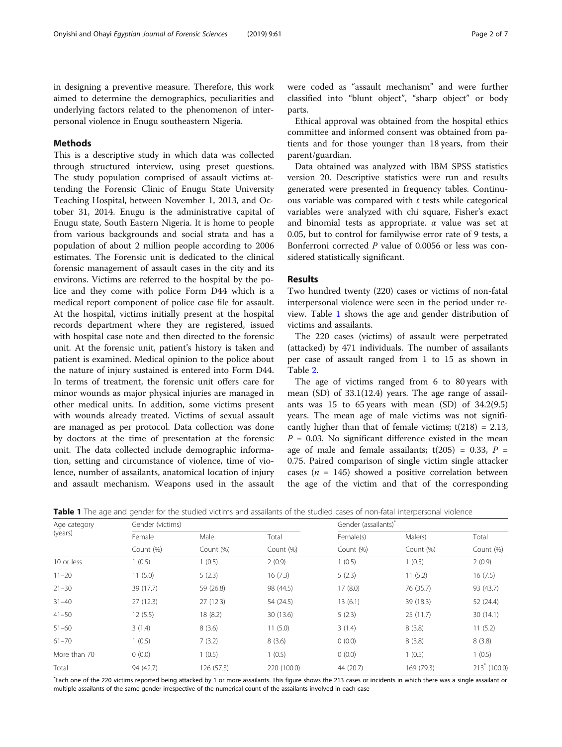in designing a preventive measure. Therefore, this work aimed to determine the demographics, peculiarities and underlying factors related to the phenomenon of interpersonal violence in Enugu southeastern Nigeria.

## Methods

This is a descriptive study in which data was collected through structured interview, using preset questions. The study population comprised of assault victims attending the Forensic Clinic of Enugu State University Teaching Hospital, between November 1, 2013, and October 31, 2014. Enugu is the administrative capital of Enugu state, South Eastern Nigeria. It is home to people from various backgrounds and social strata and has a population of about 2 million people according to 2006 estimates. The Forensic unit is dedicated to the clinical forensic management of assault cases in the city and its environs. Victims are referred to the hospital by the police and they come with police Form D44 which is a medical report component of police case file for assault. At the hospital, victims initially present at the hospital records department where they are registered, issued with hospital case note and then directed to the forensic unit. At the forensic unit, patient's history is taken and patient is examined. Medical opinion to the police about the nature of injury sustained is entered into Form D44. In terms of treatment, the forensic unit offers care for minor wounds as major physical injuries are managed in other medical units. In addition, some victims present with wounds already treated. Victims of sexual assault are managed as per protocol. Data collection was done by doctors at the time of presentation at the forensic unit. The data collected include demographic information, setting and circumstance of violence, time of violence, number of assailants, anatomical location of injury and assault mechanism. Weapons used in the assault were coded as "assault mechanism" and were further classified into "blunt object", "sharp object" or body parts.

Ethical approval was obtained from the hospital ethics committee and informed consent was obtained from patients and for those younger than 18 years, from their parent/guardian.

Data obtained was analyzed with IBM SPSS statistics version 20. Descriptive statistics were run and results generated were presented in frequency tables. Continuous variable was compared with *t* tests while categorical variables were analyzed with chi square, Fisher's exact and binomial tests as appropriate. $\alpha$ value was set at 0.05, but to control for familywise error rate of 9 tests, a Bonferroni corrected *P* value of 0.0056 or less was considered statistically significant.

## Results

Two hundred twenty (220) cases or victims of non-fatal interpersonal violence were seen in the period under review. Table 1 shows the age and gender distribution of victims and assailants.

The 220 cases (victims) of assault were perpetrated (attacked) by 471 individuals. The number of assailants per case of assault ranged from 1 to 15 as shown in Table 2.

The age of victims ranged from 6 to 80 years with mean (SD) of 33.1(12.4) years. The age range of assailants was 15 to 65 years with mean (SD) of 34.2(9.5) years. The mean age of male victims was not significantly higher than that of female victims; $t(218) = 2.13$, $P = 0.03$. No significant difference existed in the mean age of male and female assailants; $t(205) = 0.33$, $P = 0.75$. Paired comparison of single victim single attacker cases ($n = 145$) showed a positive correlation between the age of the victim and that of the corresponding

**Table 1** The age and gender for the studied victims and assailants of the studied cases of non-fatal interpersonal violence

| Age category (years) | Gender (victims) | | | Gender (assailants)* | | |
|---|---|---|---|---|---|---|
| | Female | Male | Total | Female(s) | Male(s) | Total |
| | Count (%) | Count (%) | Count (%) | Count (%) | Count (%) | Count (%) |
| 10 or less | 1 (0.5) | 1 (0.5) | 2 (0.9) | 1 (0.5) | 1 (0.5) | 2 (0.9) |
| 11–20 | 11 (5.0) | 5 (2.3) | 16 (7.3) | 5 (2.3) | 11 (5.2) | 16 (7.5) |
| 21–30 | 39 (17.7) | 59 (26.8) | 98 (44.5) | 17 (8.0) | 76 (35.7) | 93 (43.7) |
| 31–40 | 27 (12.3) | 27 (12.3) | 54 (24.5) | 13 (6.1) | 39 (18.3) | 52 (24.4) |
| 41–50 | 12 (5.5) | 18 (8.2) | 30 (13.6) | 5 (2.3) | 25 (11.7) | 30 (14.1) |
| 51–60 | 3 (1.4) | 8 (3.6) | 11 (5.0) | 3 (1.4) | 8 (3.8) | 11 (5.2) |
| 61–70 | 1 (0.5) | 7 (3.2) | 8 (3.6) | 0 (0.0) | 8 (3.8) | 8 (3.8) |
| More than 70 | 0 (0.0) | 1 (0.5) | 1 (0.5) | 0 (0.0) | 1 (0.5) | 1 (0.5) |
| Total | 94 (42.7) | 126 (57.3) | 220 (100.0) | 44 (20.7) | 169 (79.3) | 213* (100.0) |

*Each one of the 220 victims reported being attacked by 1 or more assailants. This figure shows the 213 cases or incidents in which there was a single assailant or multiple assailants of the same gender irrespective of the numerical count of the assailants involved in each case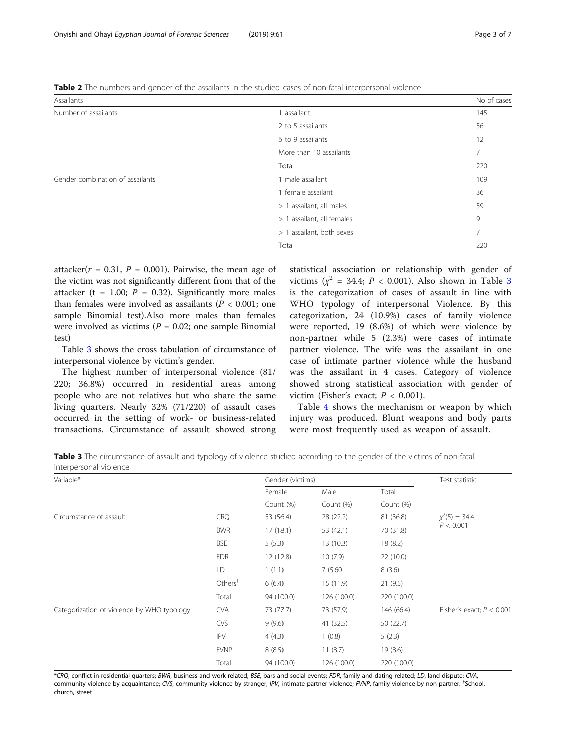**Table 2** The numbers and gender of the assailants in the studied cases of non-fatal interpersonal violence

| Assailants | | No of cases |
|---|---|---|
| Number of assailants | 1 assailant | 145 |
| | 2 to 5 assailants | 56 |
| | 6 to 9 assailants | 12 |
| | More than 10 assailants | 7 |
| | Total | 220 |
| Gender combination of assailants | 1 male assailant | 109 |
| | 1 female assailant | 36 |
| | > 1 assailant, all males | 59 |
| | > 1 assailant, all females | 9 |
| | > 1 assailant, both sexes | 7 |
| | Total | 220 |

attacker($r$ = 0.31, $P$ = 0.001). Pairwise, the mean age of the victim was not significantly different from that of the attacker (t = 1.00; $P$ = 0.32). Significantly more males than females were involved as assailants ($P$ < 0.001; one sample Binomial test).Also more males than females were involved as victims ($P$ = 0.02; one sample Binomial test)

Table 3 shows the cross tabulation of circumstance of interpersonal violence by victim's gender.

The highest number of interpersonal violence (81/220; 36.8%) occurred in residential areas among people who are not relatives but who share the same living quarters. Nearly 32% (71/220) of assault cases occurred in the setting of work- or business-related transactions. Circumstance of assault showed strong statistical association or relationship with gender of victims ($\chi^2$ = 34.4; $P$ < 0.001). Also shown in Table 3 is the categorization of cases of assault in line with WHO typology of interpersonal Violence. By this categorization, 24 (10.9%) cases of family violence were reported, 19 (8.6%) of which were violence by non-partner while 5 (2.3%) were cases of intimate partner violence. The wife was the assailant in one case of intimate partner violence while the husband was the assailant in 4 cases. Category of violence showed strong statistical association with gender of victim (Fisher's exact; $P$ < 0.001).

Table 4 shows the mechanism or weapon by which injury was produced. Blunt weapons and body parts were most frequently used as weapon of assault.

**Table 3** The circumstance of assault and typology of violence studied according to the gender of the victims of non-fatal interpersonal violence

| Variable* | | Gender (victims) | | | Test statistic |
|---|---|---|---|---|---|
| | | Female | Male | Total | |
| | | Count (%) | Count (%) | Count (%) | |
| Circumstance of assault | CRQ | 53 (56.4) | 28 (22.2) | 81 (36.8) | $\chi^2(5)$ = 34.4 $P$ < 0.001 |
| | BWR | 17 (18.1) | 53 (42.1) | 70 (31.8) | |
| | BSE | 5 (5.3) | 13 (10.3) | 18 (8.2) | |
| | FDR | 12 (12.8) | 10 (7.9) | 22 (10.0) | |
| | LD | 1 (1.1) | 7 (5.60 | 8 (3.6) | |
| | Others[†] | 6 (6.4) | 15 (11.9) | 21 (9.5) | |
| | Total | 94 (100.0) | 126 (100.0) | 220 (100.0) | |
| Categorization of violence by WHO typology | CVA | 73 (77.7) | 73 (57.9) | 146 (66.4) | Fisher's exact; $P$ < 0.001 |
| | CVS | 9 (9.6) | 41 (32.5) | 50 (22.7) | |
| | IPV | 4 (4.3) | 1 (0.8) | 5 (2.3) | |
| | FVNP | 8 (8.5) | 11 (8.7) | 19 (8.6) | |
| | Total | 94 (100.0) | 126 (100.0) | 220 (100.0) | |

*CRQ, conflict in residential quarters; BWR, business and work related; BSE, bars and social events; FDR, family and dating related; LD, land dispute; CVA, community violence by acquaintance; CVS, community violence by stranger; IPV, intimate partner violence; FVNP, family violence by non-partner. [†]School, church, street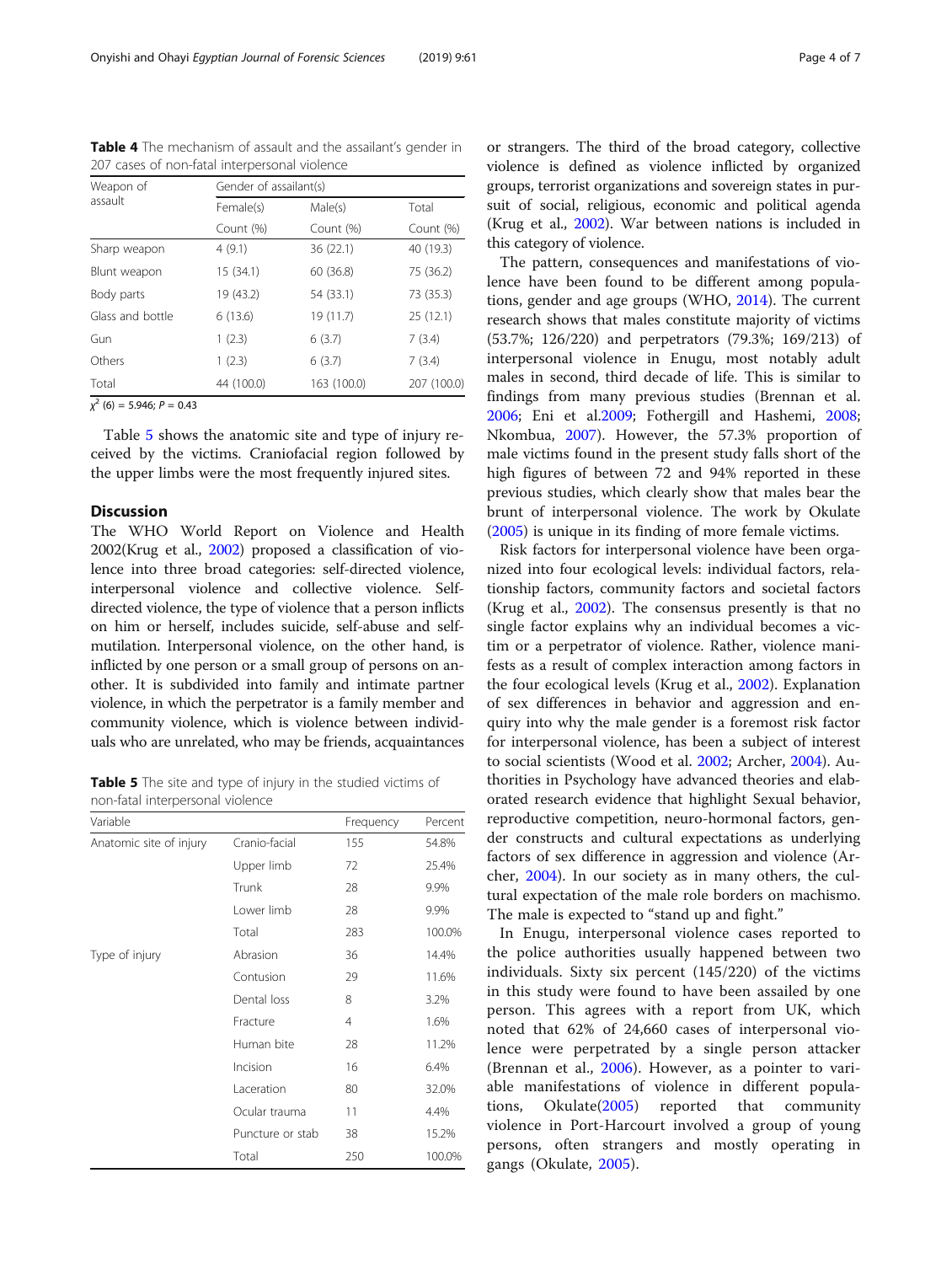**Table 4** The mechanism of assault and the assailant's gender in 207 cases of non-fatal interpersonal violence

| Weapon of assault | Gender of assailant(s) | | |
|---|---|---|---|
| | Female(s) | Male(s) | Total |
| | Count (%) | Count (%) | Count (%) |
| Sharp weapon | 4 (9.1) | 36 (22.1) | 40 (19.3) |
| Blunt weapon | 15 (34.1) | 60 (36.8) | 75 (36.2) |
| Body parts | 19 (43.2) | 54 (33.1) | 73 (35.3) |
| Glass and bottle | 6 (13.6) | 19 (11.7) | 25 (12.1) |
| Gun | 1 (2.3) | 6 (3.7) | 7 (3.4) |
| Others | 1 (2.3) | 6 (3.7) | 7 (3.4) |
| Total | 44 (100.0) | 163 (100.0) | 207 (100.0) |

$\chi^2$ (6) = 5.946; $P$ = 0.43

Table 5 shows the anatomic site and type of injury received by the victims. Craniofacial region followed by the upper limbs were the most frequently injured sites.

## Discussion

The WHO World Report on Violence and Health 2002(Krug et al., 2002) proposed a classification of violence into three broad categories: self-directed violence, interpersonal violence and collective violence. Self-directed violence, the type of violence that a person inflicts on him or herself, includes suicide, self-abuse and self-mutilation. Interpersonal violence, on the other hand, is inflicted by one person or a small group of persons on another. It is subdivided into family and intimate partner violence, in which the perpetrator is a family member and community violence, which is violence between individuals who are unrelated, who may be friends, acquaintances or strangers. The third of the broad category, collective violence is defined as violence inflicted by organized groups, terrorist organizations and sovereign states in pursuit of social, religious, economic and political agenda (Krug et al., 2002). War between nations is included in this category of violence.

**Table 5** The site and type of injury in the studied victims of non-fatal interpersonal violence

| Variable | | Frequency | Percent |
|---|---|---|---|
| Anatomic site of injury | Cranio-facial | 155 | 54.8% |
| | Upper limb | 72 | 25.4% |
| | Trunk | 28 | 9.9% |
| | Lower limb | 28 | 9.9% |
| | Total | 283 | 100.0% |
| Type of injury | Abrasion | 36 | 14.4% |
| | Contusion | 29 | 11.6% |
| | Dental loss | 8 | 3.2% |
| | Fracture | 4 | 1.6% |
| | Human bite | 28 | 11.2% |
| | Incision | 16 | 6.4% |
| | Laceration | 80 | 32.0% |
| | Ocular trauma | 11 | 4.4% |
| | Puncture or stab | 38 | 15.2% |
| | Total | 250 | 100.0% |

The pattern, consequences and manifestations of violence have been found to be different among populations, gender and age groups (WHO, 2014). The current research shows that males constitute majority of victims (53.7%; 126/220) and perpetrators (79.3%; 169/213) of interpersonal violence in Enugu, most notably adult males in second, third decade of life. This is similar to findings from many previous studies (Brennan et al. 2006; Eni et al.2009; Fothergill and Hashemi, 2008; Nkombua, 2007). However, the 57.3% proportion of male victims found in the present study falls short of the high figures of between 72 and 94% reported in these previous studies, which clearly show that males bear the brunt of interpersonal violence. The work by Okulate (2005) is unique in its finding of more female victims.

Risk factors for interpersonal violence have been organized into four ecological levels: individual factors, relationship factors, community factors and societal factors (Krug et al., 2002). The consensus presently is that no single factor explains why an individual becomes a victim or a perpetrator of violence. Rather, violence manifests as a result of complex interaction among factors in the four ecological levels (Krug et al., 2002). Explanation of sex differences in behavior and aggression and enquiry into why the male gender is a foremost risk factor for interpersonal violence, has been a subject of interest to social scientists (Wood et al. 2002; Archer, 2004). Authorities in Psychology have advanced theories and elaborated research evidence that highlight Sexual behavior, reproductive competition, neuro-hormonal factors, gender constructs and cultural expectations as underlying factors of sex difference in aggression and violence (Archer, 2004). In our society as in many others, the cultural expectation of the male role borders on machismo. The male is expected to "stand up and fight."

In Enugu, interpersonal violence cases reported to the police authorities usually happened between two individuals. Sixty six percent (145/220) of the victims in this study were found to have been assailed by one person. This agrees with a report from UK, which noted that 62% of 24,660 cases of interpersonal violence were perpetrated by a single person attacker (Brennan et al., 2006). However, as a pointer to variable manifestations of violence in different populations, Okulate(2005) reported that community violence in Port-Harcourt involved a group of young persons, often strangers and mostly operating in gangs (Okulate, 2005).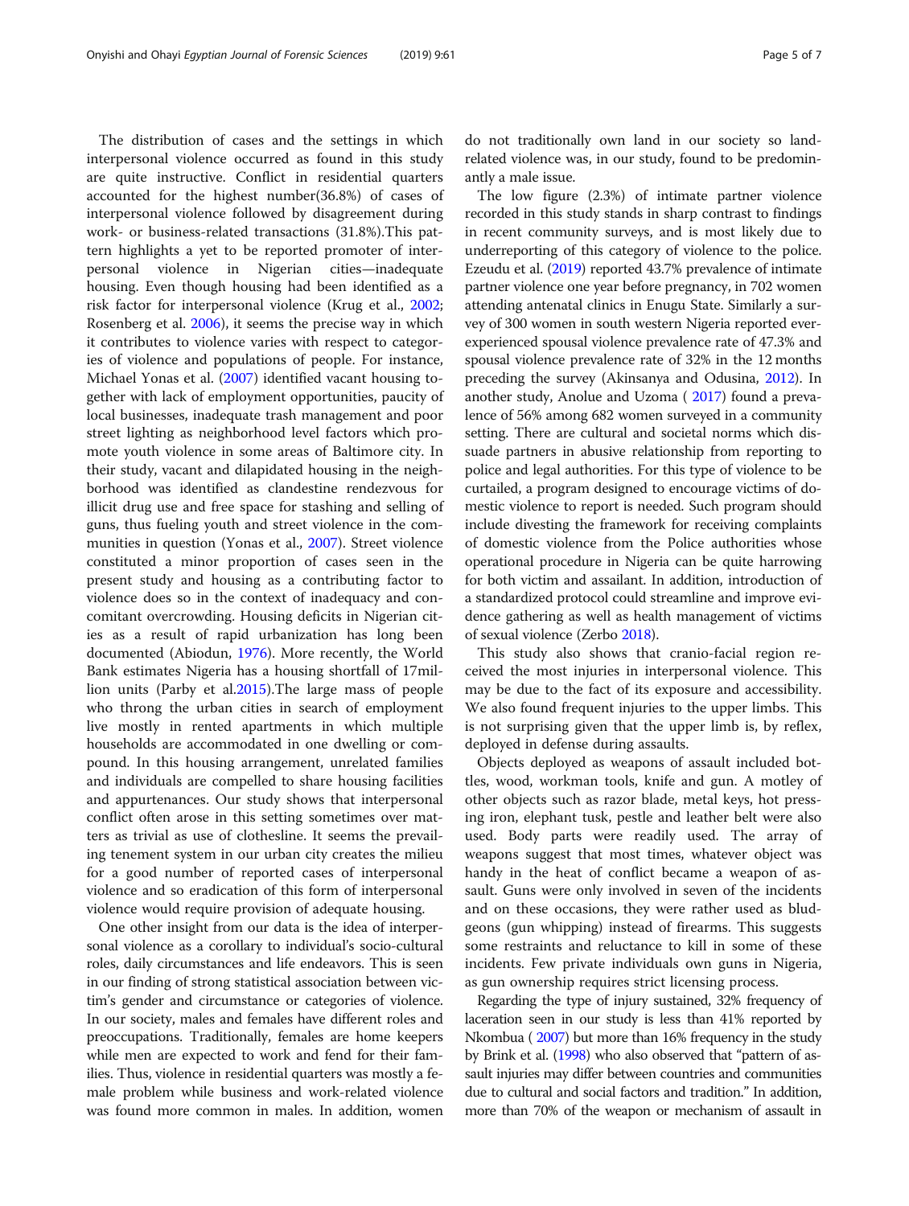The distribution of cases and the settings in which interpersonal violence occurred as found in this study are quite instructive. Conflict in residential quarters accounted for the highest number(36.8%) of cases of interpersonal violence followed by disagreement during work- or business-related transactions (31.8%).This pattern highlights a yet to be reported promoter of interpersonal violence in Nigerian cities—inadequate housing. Even though housing had been identified as a risk factor for interpersonal violence (Krug et al., 2002; Rosenberg et al. 2006), it seems the precise way in which it contributes to violence varies with respect to categories of violence and populations of people. For instance, Michael Yonas et al. (2007) identified vacant housing together with lack of employment opportunities, paucity of local businesses, inadequate trash management and poor street lighting as neighborhood level factors which promote youth violence in some areas of Baltimore city. In their study, vacant and dilapidated housing in the neighborhood was identified as clandestine rendezvous for illicit drug use and free space for stashing and selling of guns, thus fueling youth and street violence in the communities in question (Yonas et al., 2007). Street violence constituted a minor proportion of cases seen in the present study and housing as a contributing factor to violence does so in the context of inadequacy and concomitant overcrowding. Housing deficits in Nigerian cities as a result of rapid urbanization has long been documented (Abiodun, 1976). More recently, the World Bank estimates Nigeria has a housing shortfall of 17million units (Parby et al.2015).The large mass of people who throng the urban cities in search of employment live mostly in rented apartments in which multiple households are accommodated in one dwelling or compound. In this housing arrangement, unrelated families and individuals are compelled to share housing facilities and appurtenances. Our study shows that interpersonal conflict often arose in this setting sometimes over matters as trivial as use of clothesline. It seems the prevailing tenement system in our urban city creates the milieu for a good number of reported cases of interpersonal violence and so eradication of this form of interpersonal violence would require provision of adequate housing.

One other insight from our data is the idea of interpersonal violence as a corollary to individual's socio-cultural roles, daily circumstances and life endeavors. This is seen in our finding of strong statistical association between victim's gender and circumstance or categories of violence. In our society, males and females have different roles and preoccupations. Traditionally, females are home keepers while men are expected to work and fend for their families. Thus, violence in residential quarters was mostly a female problem while business and work-related violence was found more common in males. In addition, women do not traditionally own land in our society so land-related violence was, in our study, found to be predominantly a male issue.

The low figure (2.3%) of intimate partner violence recorded in this study stands in sharp contrast to findings in recent community surveys, and is most likely due to underreporting of this category of violence to the police. Ezeudu et al. (2019) reported 43.7% prevalence of intimate partner violence one year before pregnancy, in 702 women attending antenatal clinics in Enugu State. Similarly a survey of 300 women in south western Nigeria reported ever-experienced spousal violence prevalence rate of 47.3% and spousal violence prevalence rate of 32% in the 12 months preceding the survey (Akinsanya and Odusina, 2012). In another study, Anolue and Uzoma ( 2017) found a prevalence of 56% among 682 women surveyed in a community setting. There are cultural and societal norms which dissuade partners in abusive relationship from reporting to police and legal authorities. For this type of violence to be curtailed, a program designed to encourage victims of domestic violence to report is needed. Such program should include divesting the framework for receiving complaints of domestic violence from the Police authorities whose operational procedure in Nigeria can be quite harrowing for both victim and assailant. In addition, introduction of a standardized protocol could streamline and improve evidence gathering as well as health management of victims of sexual violence (Zerbo 2018).

This study also shows that cranio-facial region received the most injuries in interpersonal violence. This may be due to the fact of its exposure and accessibility. We also found frequent injuries to the upper limbs. This is not surprising given that the upper limb is, by reflex, deployed in defense during assaults.

Objects deployed as weapons of assault included bottles, wood, workman tools, knife and gun. A motley of other objects such as razor blade, metal keys, hot pressing iron, elephant tusk, pestle and leather belt were also used. Body parts were readily used. The array of weapons suggest that most times, whatever object was handy in the heat of conflict became a weapon of assault. Guns were only involved in seven of the incidents and on these occasions, they were rather used as bludgeons (gun whipping) instead of firearms. This suggests some restraints and reluctance to kill in some of these incidents. Few private individuals own guns in Nigeria, as gun ownership requires strict licensing process.

Regarding the type of injury sustained, 32% frequency of laceration seen in our study is less than 41% reported by Nkombua ( 2007) but more than 16% frequency in the study by Brink et al. (1998) who also observed that "pattern of assault injuries may differ between countries and communities due to cultural and social factors and tradition." In addition, more than 70% of the weapon or mechanism of assault in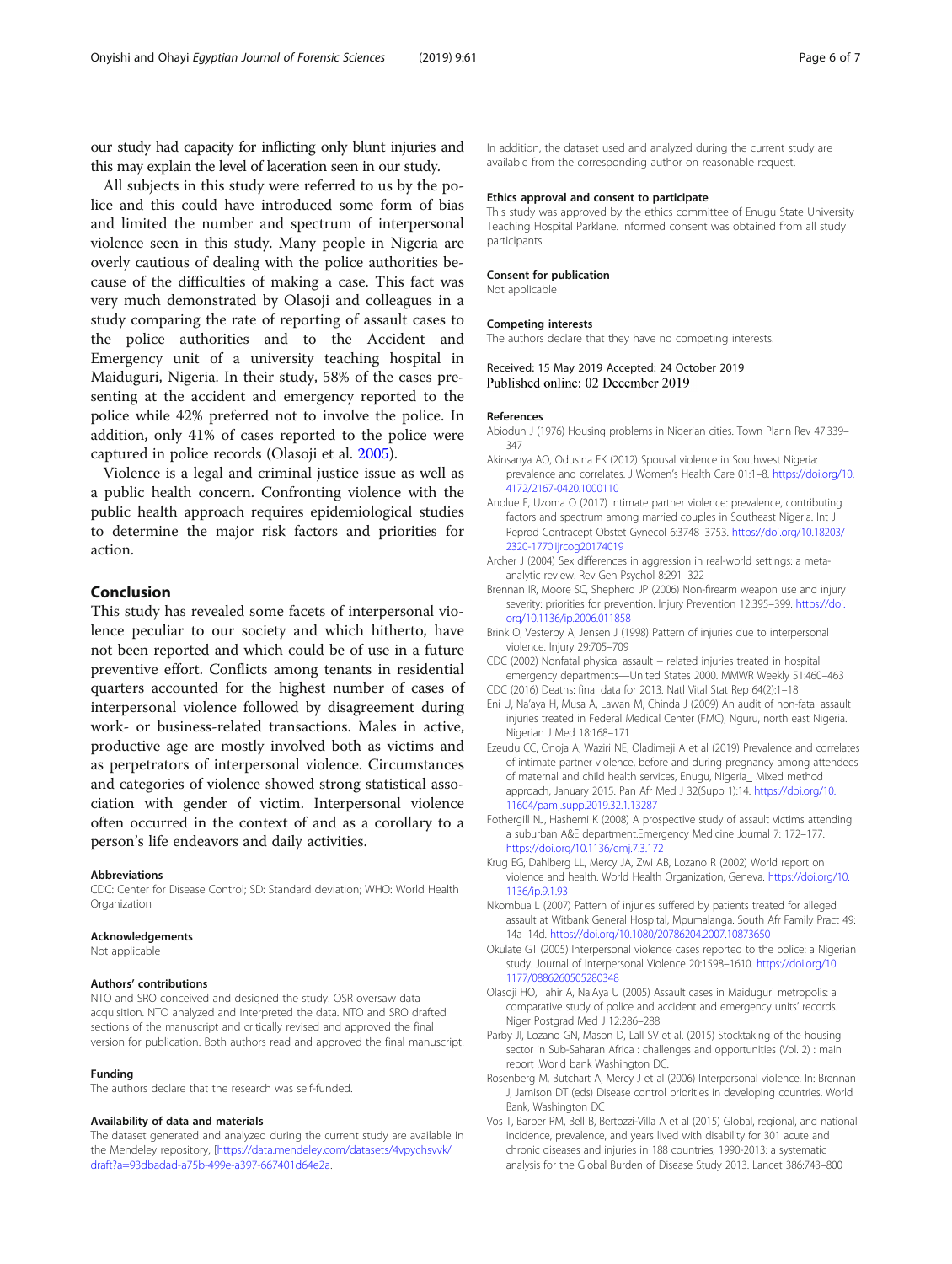our study had capacity for inflicting only blunt injuries and this may explain the level of laceration seen in our study.

All subjects in this study were referred to us by the police and this could have introduced some form of bias and limited the number and spectrum of interpersonal violence seen in this study. Many people in Nigeria are overly cautious of dealing with the police authorities because of the difficulties of making a case. This fact was very much demonstrated by Olasoji and colleagues in a study comparing the rate of reporting of assault cases to the police authorities and to the Accident and Emergency unit of a university teaching hospital in Maiduguri, Nigeria. In their study, 58% of the cases presenting at the accident and emergency reported to the police while 42% preferred not to involve the police. In addition, only 41% of cases reported to the police were captured in police records (Olasoji et al. 2005).

Violence is a legal and criminal justice issue as well as a public health concern. Confronting violence with the public health approach requires epidemiological studies to determine the major risk factors and priorities for action.

## Conclusion

This study has revealed some facets of interpersonal violence peculiar to our society and which hitherto, have not been reported and which could be of use in a future preventive effort. Conflicts among tenants in residential quarters accounted for the highest number of cases of interpersonal violence followed by disagreement during work- or business-related transactions. Males in active, productive age are mostly involved both as victims and as perpetrators of interpersonal violence. Circumstances and categories of violence showed strong statistical association with gender of victim. Interpersonal violence often occurred in the context of and as a corollary to a person's life endeavors and daily activities.

#### Abbreviations

CDC: Center for Disease Control; SD: Standard deviation; WHO: World Health Organization

#### Acknowledgements

Not applicable

#### Authors' contributions

NTO and SRO conceived and designed the study. OSR oversaw data acquisition. NTO analyzed and interpreted the data. NTO and SRO drafted sections of the manuscript and critically revised and approved the final version for publication. Both authors read and approved the final manuscript.

#### Funding

The authors declare that the research was self-funded.

#### Availability of data and materials

The dataset generated and analyzed during the current study are available in the Mendeley repository, [https://data.mendeley.com/datasets/4vpychsvvk/draft?a=93dbadad-a75b-499e-a397-667401d64e2a. In addition, the dataset used and analyzed during the current study are available from the corresponding author on reasonable request.

#### Ethics approval and consent to participate

This study was approved by the ethics committee of Enugu State University Teaching Hospital Parklane. Informed consent was obtained from all study participants

#### Consent for publication

Not applicable

#### Competing interests

The authors declare that they have no competing interests.

Received: 15 May 2019 Accepted: 24 October 2019
Published online: 02 December 2019

#### References

- Abiodun J (1976) Housing problems in Nigerian cities. Town Plann Rev 47:339–347
- Akinsanya AO, Odusina EK (2012) Spousal violence in Southwest Nigeria: prevalence and correlates. J Women's Health Care 01:1–8. https://doi.org/10.4172/2167-0420.1000110
- Anolue F, Uzoma O (2017) Intimate partner violence: prevalence, contributing factors and spectrum among married couples in Southeast Nigeria. Int J Reprod Contracept Obstet Gynecol 6:3748–3753. https://doi.org/10.18203/2320-1770.ijrcog20174019
- Archer J (2004) Sex differences in aggression in real-world settings: a meta-analytic review. Rev Gen Psychol 8:291–322
- Brennan IR, Moore SC, Shepherd JP (2006) Non-firearm weapon use and injury severity: priorities for prevention. Injury Prevention 12:395–399. https://doi.org/10.1136/ip.2006.011858
- Brink O, Vesterby A, Jensen J (1998) Pattern of injuries due to interpersonal violence. Injury 29:705–709
- CDC (2002) Nonfatal physical assault – related injuries treated in hospital emergency departments—United States 2000. MMWR Weekly 51:460–463
- CDC (2016) Deaths: final data for 2013. Natl Vital Stat Rep 64(2):1–18
- Eni U, Na'aya H, Musa A, Lawan M, Chinda J (2009) An audit of non-fatal assault injuries treated in Federal Medical Center (FMC), Nguru, north east Nigeria. Nigerian J Med 18:168–171
- Ezeudu CC, Onoja A, Waziri NE, Oladimeji A et al (2019) Prevalence and correlates of intimate partner violence, before and during pregnancy among attendees of maternal and child health services, Enugu, Nigeria_ Mixed method approach, January 2015. Pan Afr Med J 32(Supp 1):14. https://doi.org/10.11604/pamj.supp.2019.32.1.13287
- Fothergill NJ, Hashemi K (2008) A prospective study of assault victims attending a suburban A&E department.Emergency Medicine Journal 7: 172–177. https://doi.org/10.1136/emj.7.3.172
- Krug EG, Dahlberg LL, Mercy JA, Zwi AB, Lozano R (2002) World report on violence and health. World Health Organization, Geneva. https://doi.org/10.1136/ip.9.1.93
- Nkombua L (2007) Pattern of injuries suffered by patients treated for alleged assault at Witbank General Hospital, Mpumalanga. South Afr Family Pract 49: 14a–14d. https://doi.org/10.1080/20786204.2007.10873650
- Okulate GT (2005) Interpersonal violence cases reported to the police: a Nigerian study. Journal of Interpersonal Violence 20:1598–1610. https://doi.org/10.1177/0886260505280348
- Olasoji HO, Tahir A, Na'Aya U (2005) Assault cases in Maiduguri metropolis: a comparative study of police and accident and emergency units' records. Niger Postgrad Med J 12:286–288
- Parby JI, Lozano GN, Mason D, Lall SV et al. (2015) Stocktaking of the housing sector in Sub-Saharan Africa : challenges and opportunities (Vol. 2) : main report .World bank Washington DC.
- Rosenberg M, Butchart A, Mercy J et al (2006) Interpersonal violence. In: Brennan J, Jamison DT (eds) Disease control priorities in developing countries. World Bank, Washington DC
- Vos T, Barber RM, Bell B, Bertozzi-Villa A et al (2015) Global, regional, and national incidence, prevalence, and years lived with disability for 301 acute and chronic diseases and injuries in 188 countries, 1990-2013: a systematic analysis for the Global Burden of Disease Study 2013. Lancet 386:743–800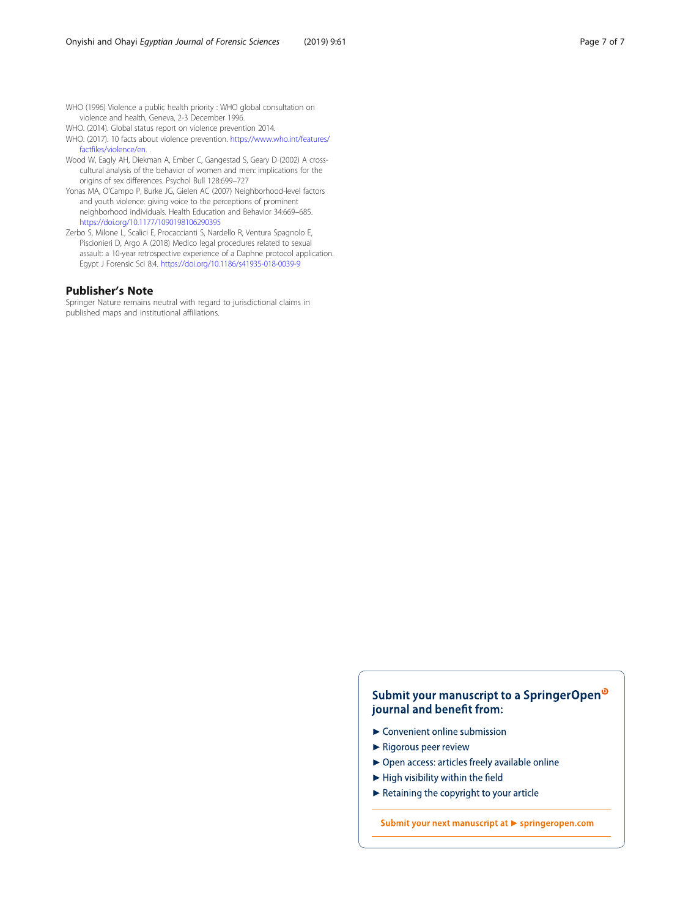WHO (1996) Violence a public health priority : WHO global consultation on violence and health, Geneva, 2-3 December 1996.

WHO. (2014). Global status report on violence prevention 2014.

WHO. (2017). 10 facts about violence prevention. https://www.who.int/features/factfiles/violence/en. .

Wood W, Eagly AH, Diekman A, Ember C, Gangestad S, Geary D (2002) A cross-cultural analysis of the behavior of women and men: implications for the origins of sex differences. Psychol Bull 128:699–727

Yonas MA, O'Campo P, Burke JG, Gielen AC (2007) Neighborhood-level factors and youth violence: giving voice to the perceptions of prominent neighborhood individuals. Health Education and Behavior 34:669–685. https://doi.org/10.1177/1090198106290395

Zerbo S, Milone L, Scalici E, Procaccianti S, Nardello R, Ventura Spagnolo E, Piscionieri D, Argo A (2018) Medico legal procedures related to sexual assault: a 10-year retrospective experience of a Daphne protocol application. Egypt J Forensic Sci 8:4. https://doi.org/10.1186/s41935-018-0039-9

## Publisher's Note

Springer Nature remains neutral with regard to jurisdictional claims in published maps and institutional affiliations.

**Submit your manuscript to a SpringerOpen journal and benefit from:**

- ► Convenient online submission
- ► Rigorous peer review
- ► Open access: articles freely available online
- ► High visibility within the field
- ► Retaining the copyright to your article

**Submit your next manuscript at ► springeropen.com**